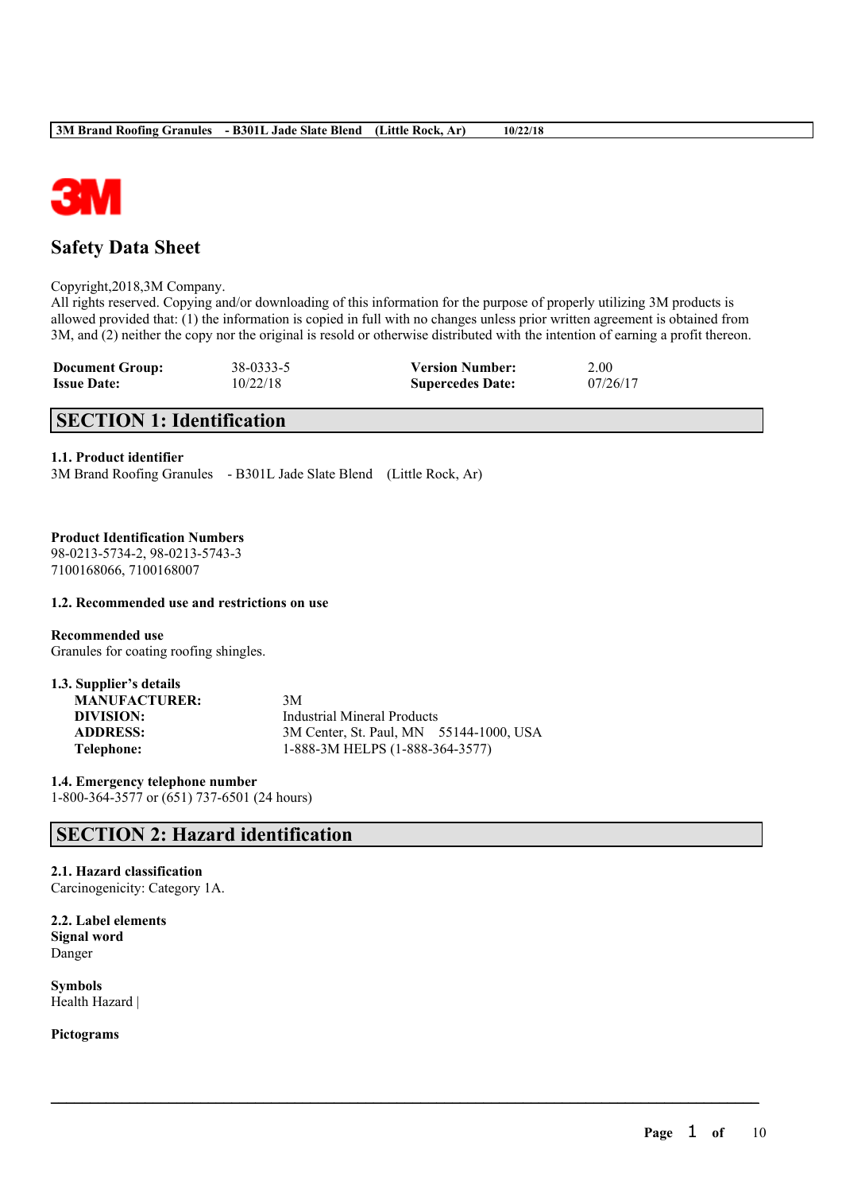# Safety Data Sheet

Copyright,2018,3M Company.
All rights reserved. Copying and/or downloading of this information for the purpose of properly utilizing 3M products is allowed provided that: (1) the information is copied in full with no changes unless prior written agreement is obtained from 3M, and (2) neither the copy nor the original is resold or otherwise distributed with the intention of earning a profit thereon.

| | | | |
|---|---|---|---|
| **Document Group:** | 38-0333-5 | **Version Number:** | 2.00 |
| **Issue Date:** | 10/22/18 | **Supercedes Date:** | 07/26/17 |

## SECTION 1: Identification

### 1.1. Product identifier

3M Brand Roofing Granules - B301L Jade Slate Blend (Little Rock, Ar)

**Product Identification Numbers**
98-0213-5734-2, 98-0213-5743-3
7100168066, 7100168007

### 1.2. Recommended use and restrictions on use

**Recommended use**
Granules for coating roofing shingles.

### 1.3. Supplier's details

| | |
|---|---|
| **MANUFACTURER:** | 3M |
| **DIVISION:** | Industrial Mineral Products |
| **ADDRESS:** | 3M Center, St. Paul, MN 55144-1000, USA |
| **Telephone:** | 1-888-3M HELPS (1-888-364-3577) |

### 1.4. Emergency telephone number

1-800-364-3577 or (651) 737-6501 (24 hours)

## SECTION 2: Hazard identification

### 2.1. Hazard classification

Carcinogenicity: Category 1A.

### 2.2. Label elements

**Signal word**
Danger

**Symbols**
Health Hazard |

**Pictograms**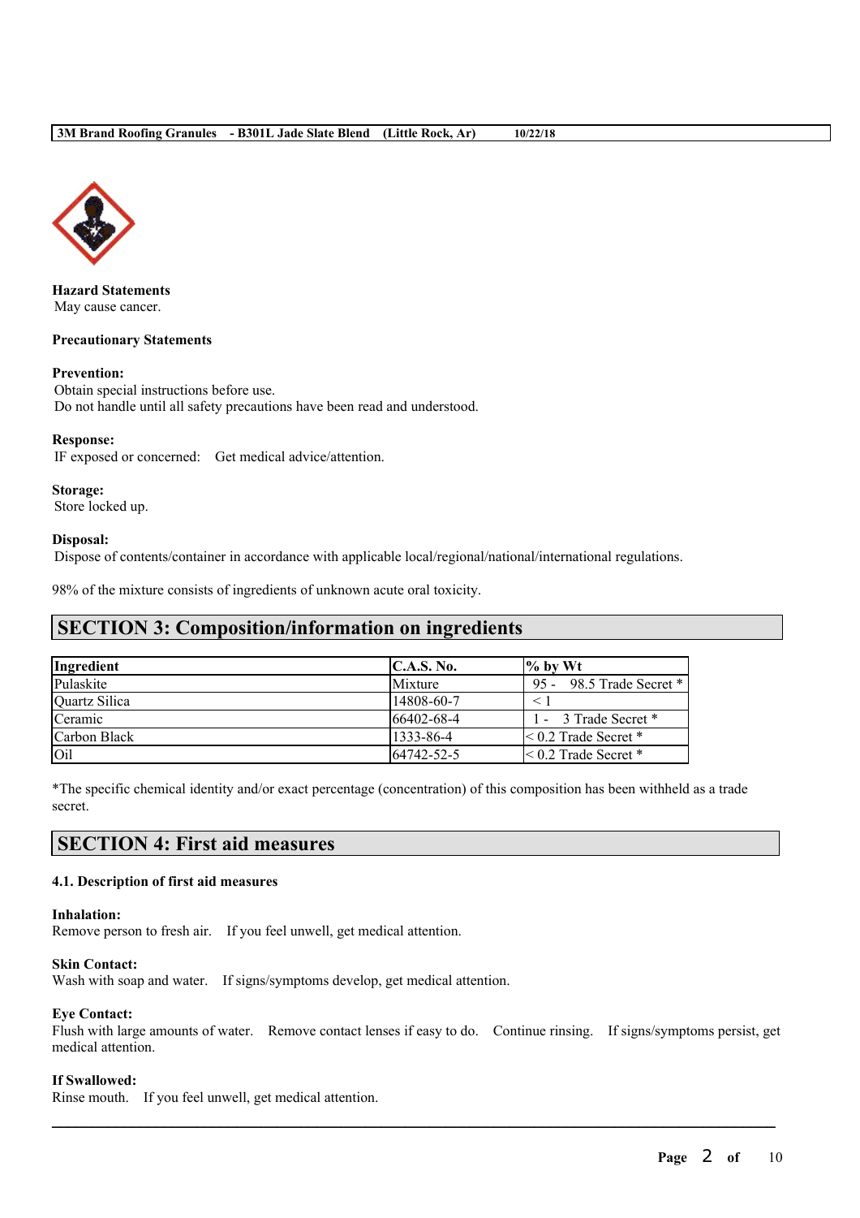**Hazard Statements**
May cause cancer.

**Precautionary Statements**

**Prevention:**
Obtain special instructions before use.
Do not handle until all safety precautions have been read and understood.

**Response:**
IF exposed or concerned: Get medical advice/attention.

**Storage:**
Store locked up.

**Disposal:**
Dispose of contents/container in accordance with applicable local/regional/national/international regulations.

98% of the mixture consists of ingredients of unknown acute oral toxicity.

## SECTION 3: Composition/information on ingredients

| Ingredient | C.A.S. No. | % by Wt |
|---|---|---|
| Pulaskite | Mixture | 95 - 98.5 Trade Secret * |
| Quartz Silica | 14808-60-7 | < 1 |
| Ceramic | 66402-68-4 | 1 - 3 Trade Secret * |
| Carbon Black | 1333-86-4 | < 0.2 Trade Secret * |
| Oil | 64742-52-5 | < 0.2 Trade Secret * |

*The specific chemical identity and/or exact percentage (concentration) of this composition has been withheld as a trade secret.

## SECTION 4: First aid measures

### 4.1. Description of first aid measures

**Inhalation:**
Remove person to fresh air. If you feel unwell, get medical attention.

**Skin Contact:**
Wash with soap and water. If signs/symptoms develop, get medical attention.

**Eye Contact:**
Flush with large amounts of water. Remove contact lenses if easy to do. Continue rinsing. If signs/symptoms persist, get medical attention.

**If Swallowed:**
Rinse mouth. If you feel unwell, get medical attention.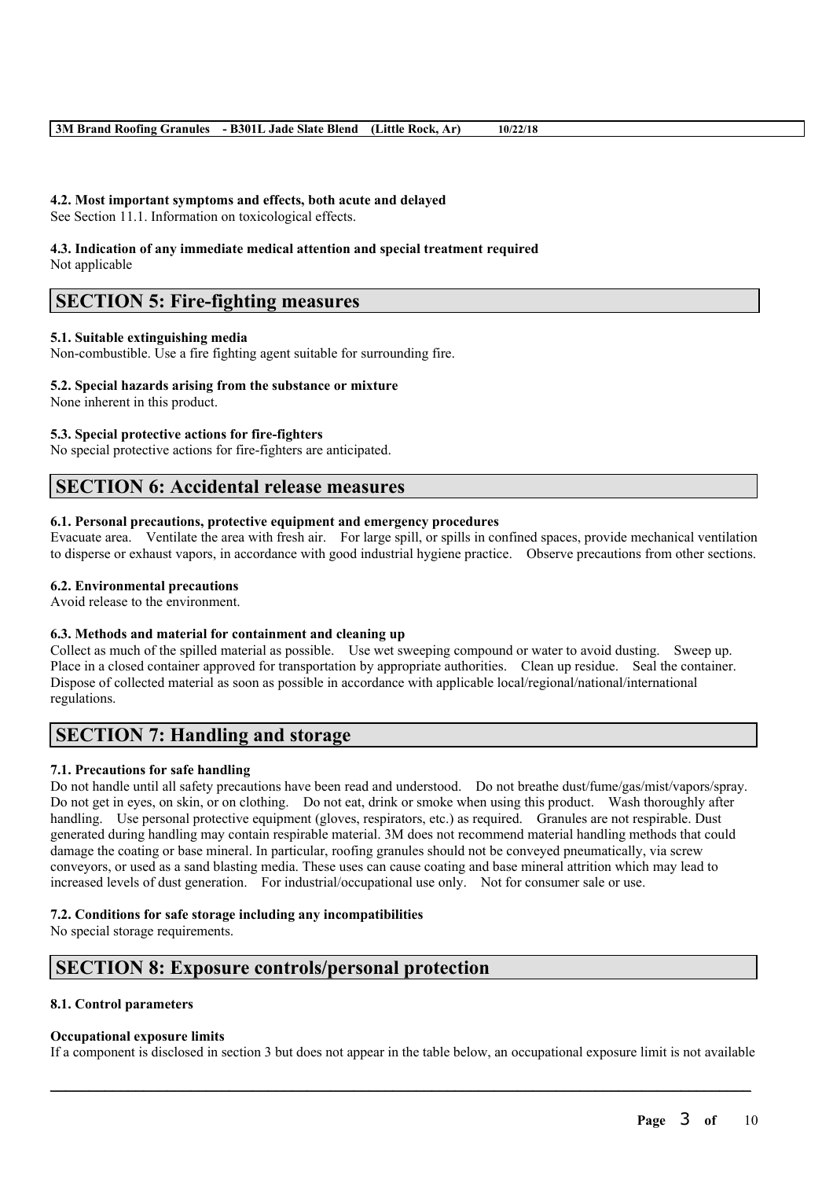#### 4.2. Most important symptoms and effects, both acute and delayed
See Section 11.1. Information on toxicological effects.

#### 4.3. Indication of any immediate medical attention and special treatment required
Not applicable

## SECTION 5: Fire-fighting measures

#### 5.1. Suitable extinguishing media
Non-combustible. Use a fire fighting agent suitable for surrounding fire.

#### 5.2. Special hazards arising from the substance or mixture
None inherent in this product.

#### 5.3. Special protective actions for fire-fighters
No special protective actions for fire-fighters are anticipated.

## SECTION 6: Accidental release measures

#### 6.1. Personal precautions, protective equipment and emergency procedures
Evacuate area. Ventilate the area with fresh air. For large spill, or spills in confined spaces, provide mechanical ventilation to disperse or exhaust vapors, in accordance with good industrial hygiene practice. Observe precautions from other sections.

#### 6.2. Environmental precautions
Avoid release to the environment.

#### 6.3. Methods and material for containment and cleaning up
Collect as much of the spilled material as possible. Use wet sweeping compound or water to avoid dusting. Sweep up. Place in a closed container approved for transportation by appropriate authorities. Clean up residue. Seal the container. Dispose of collected material as soon as possible in accordance with applicable local/regional/national/international regulations.

## SECTION 7: Handling and storage

#### 7.1. Precautions for safe handling
Do not handle until all safety precautions have been read and understood. Do not breathe dust/fume/gas/mist/vapors/spray. Do not get in eyes, on skin, or on clothing. Do not eat, drink or smoke when using this product. Wash thoroughly after handling. Use personal protective equipment (gloves, respirators, etc.) as required. Granules are not respirable. Dust generated during handling may contain respirable material. 3M does not recommend material handling methods that could damage the coating or base mineral. In particular, roofing granules should not be conveyed pneumatically, via screw conveyors, or used as a sand blasting media. These uses can cause coating and base mineral attrition which may lead to increased levels of dust generation. For industrial/occupational use only. Not for consumer sale or use.

#### 7.2. Conditions for safe storage including any incompatibilities
No special storage requirements.

## SECTION 8: Exposure controls/personal protection

#### 8.1. Control parameters

**Occupational exposure limits**
If a component is disclosed in section 3 but does not appear in the table below, an occupational exposure limit is not available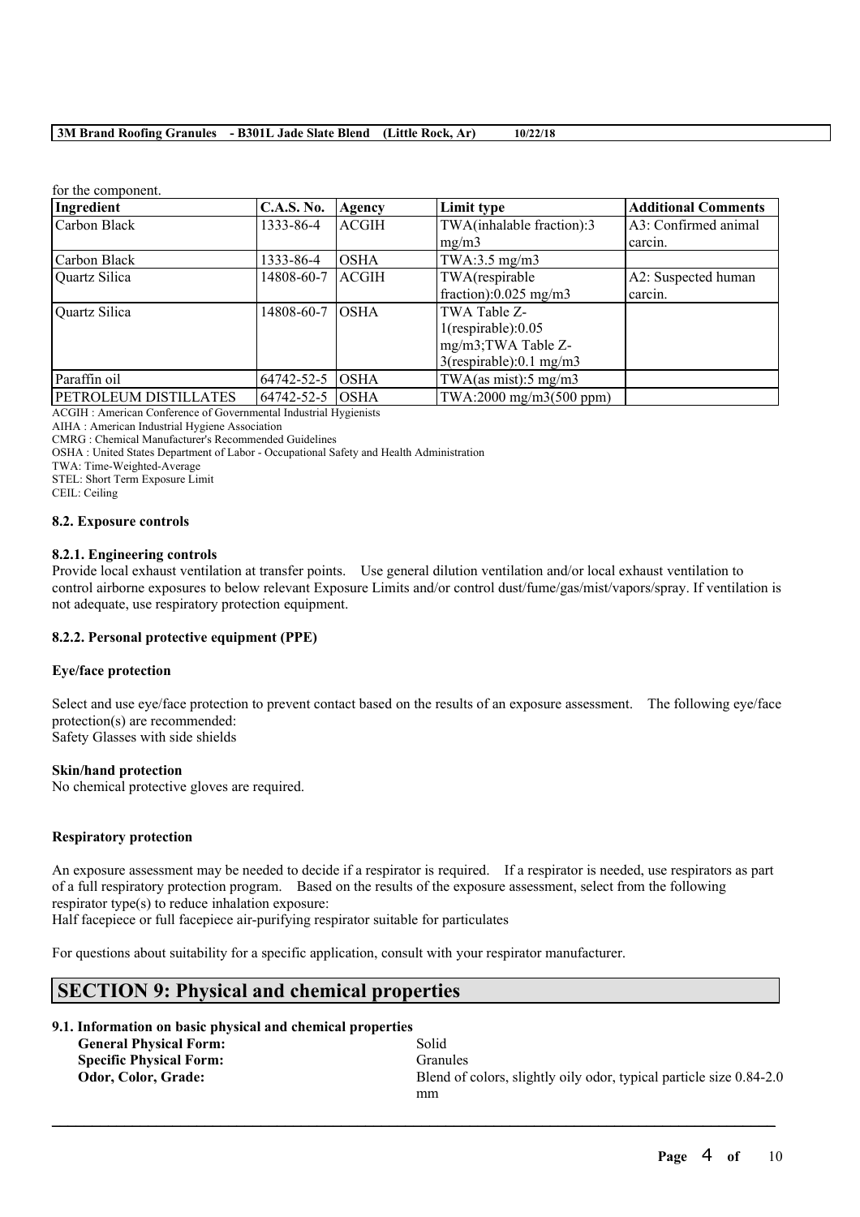for the component.

| Ingredient | C.A.S. No. | Agency | Limit type | Additional Comments |
|---|---|---|---|---|
| Carbon Black | 1333-86-4 | ACGIH | TWA(inhalable fraction):3 mg/m3 | A3: Confirmed animal carcin. |
| Carbon Black | 1333-86-4 | OSHA | TWA:3.5 mg/m3 | |
| Quartz Silica | 14808-60-7 | ACGIH | TWA(respirable fraction):0.025 mg/m3 | A2: Suspected human carcin. |
| Quartz Silica | 14808-60-7 | OSHA | TWA Table Z-1(respirable):0.05 mg/m3;TWA Table Z-3(respirable):0.1 mg/m3 | |
| Paraffin oil | 64742-52-5 | OSHA | TWA(as mist):5 mg/m3 | |
| PETROLEUM DISTILLATES | 64742-52-5 | OSHA | TWA:2000 mg/m3(500 ppm) | |

ACGIH : American Conference of Governmental Industrial Hygienists
AIHA : American Industrial Hygiene Association
CMRG : Chemical Manufacturer's Recommended Guidelines
OSHA : United States Department of Labor - Occupational Safety and Health Administration
TWA: Time-Weighted-Average
STEL: Short Term Exposure Limit
CEIL: Ceiling

### 8.2. Exposure controls

#### 8.2.1. Engineering controls

Provide local exhaust ventilation at transfer points. Use general dilution ventilation and/or local exhaust ventilation to control airborne exposures to below relevant Exposure Limits and/or control dust/fume/gas/mist/vapors/spray. If ventilation is not adequate, use respiratory protection equipment.

#### 8.2.2. Personal protective equipment (PPE)

**Eye/face protection**

Select and use eye/face protection to prevent contact based on the results of an exposure assessment. The following eye/face protection(s) are recommended:
Safety Glasses with side shields

**Skin/hand protection**

No chemical protective gloves are required.

**Respiratory protection**

An exposure assessment may be needed to decide if a respirator is required. If a respirator is needed, use respirators as part of a full respiratory protection program. Based on the results of the exposure assessment, select from the following respirator type(s) to reduce inhalation exposure:
Half facepiece or full facepiece air-purifying respirator suitable for particulates

For questions about suitability for a specific application, consult with your respirator manufacturer.

## SECTION 9: Physical and chemical properties

### 9.1. Information on basic physical and chemical properties

**General Physical Form:** Solid
**Specific Physical Form:** Granules
**Odor, Color, Grade:** Blend of colors, slightly oily odor, typical particle size 0.84-2.0 mm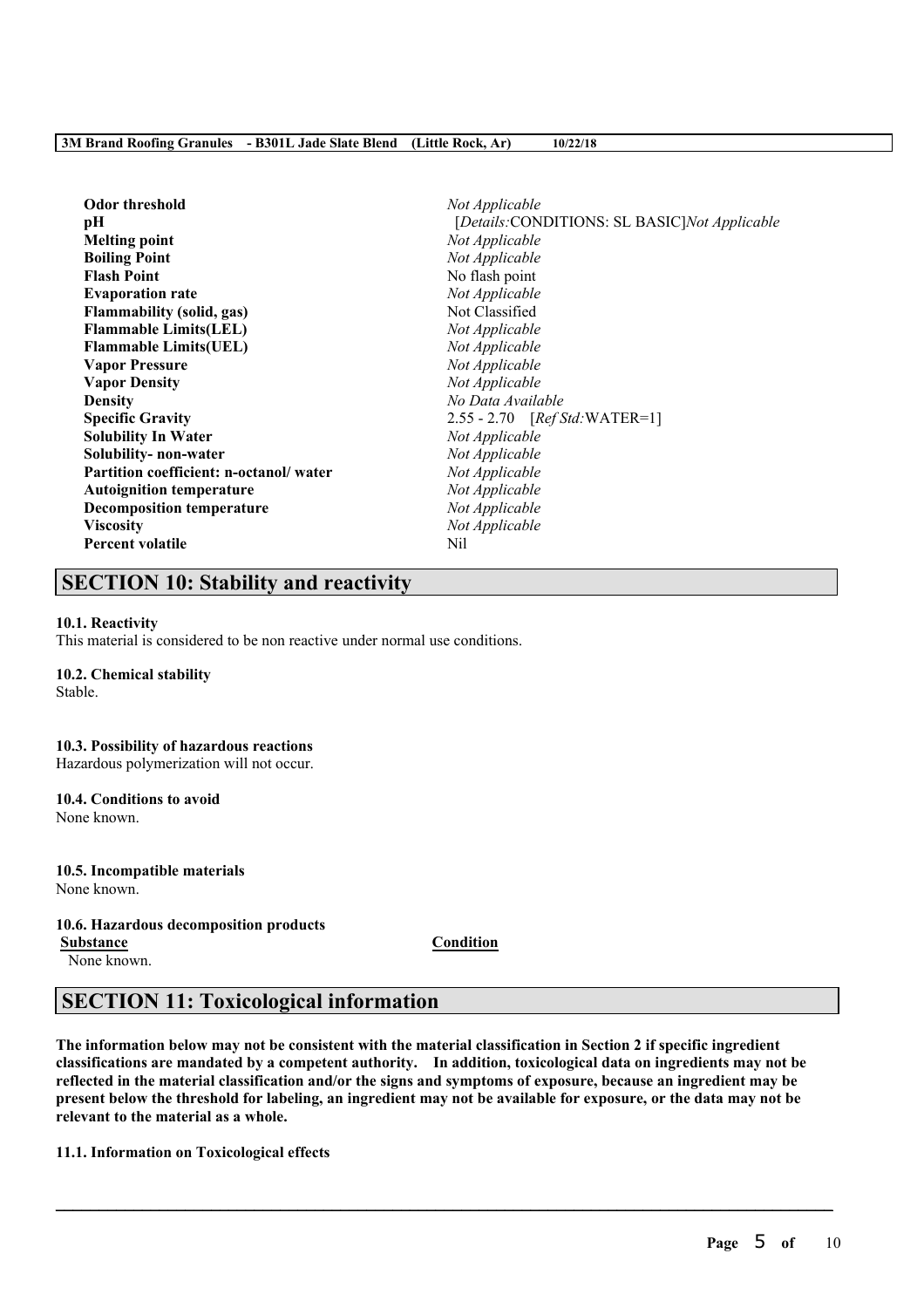| | |
|---|---|
| **Odor threshold** | *Not Applicable* |
| **pH** | [*Details:*CONDITIONS: SL BASIC]*Not Applicable* |
| **Melting point** | *Not Applicable* |
| **Boiling Point** | *Not Applicable* |
| **Flash Point** | No flash point |
| **Evaporation rate** | *Not Applicable* |
| **Flammability (solid, gas)** | Not Classified |
| **Flammable Limits(LEL)** | *Not Applicable* |
| **Flammable Limits(UEL)** | *Not Applicable* |
| **Vapor Pressure** | *Not Applicable* |
| **Vapor Density** | *Not Applicable* |
| **Density** | *No Data Available* |
| **Specific Gravity** | 2.55 - 2.70 [*Ref Std:*WATER=1] |
| **Solubility In Water** | *Not Applicable* |
| **Solubility- non-water** | *Not Applicable* |
| **Partition coefficient: n-octanol/ water** | *Not Applicable* |
| **Autoignition temperature** | *Not Applicable* |
| **Decomposition temperature** | *Not Applicable* |
| **Viscosity** | *Not Applicable* |
| **Percent volatile** | Nil |

## SECTION 10: Stability and reactivity

**10.1. Reactivity**
This material is considered to be non reactive under normal use conditions.

**10.2. Chemical stability**
Stable.

**10.3. Possibility of hazardous reactions**
Hazardous polymerization will not occur.

**10.4. Conditions to avoid**
None known.

**10.5. Incompatible materials**
None known.

**10.6. Hazardous decomposition products**

| Substance | Condition |
|---|---|
| None known. | |

## SECTION 11: Toxicological information

**The information below may not be consistent with the material classification in Section 2 if specific ingredient classifications are mandated by a competent authority. In addition, toxicological data on ingredients may not be reflected in the material classification and/or the signs and symptoms of exposure, because an ingredient may be present below the threshold for labeling, an ingredient may not be available for exposure, or the data may not be relevant to the material as a whole.**

**11.1. Information on Toxicological effects**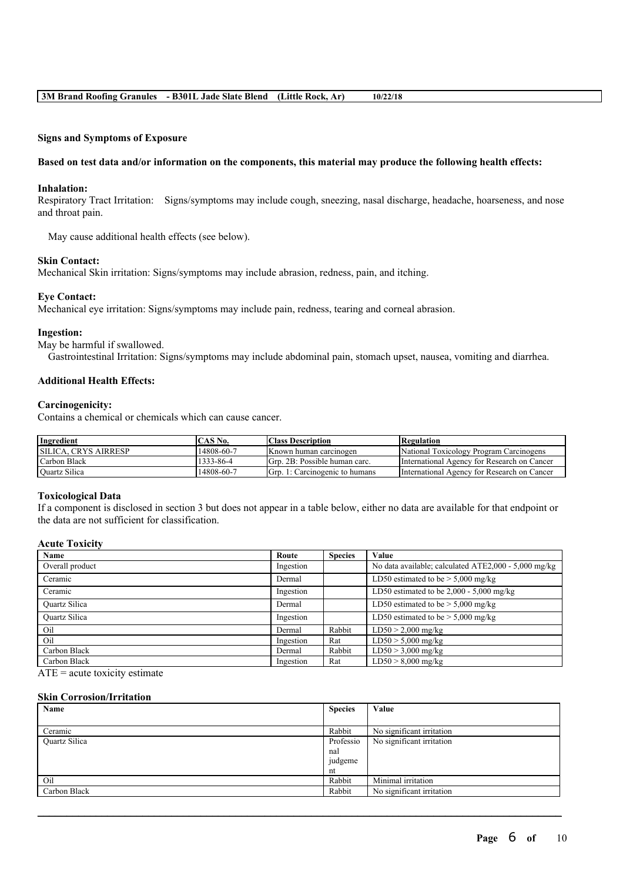**Signs and Symptoms of Exposure**

**Based on test data and/or information on the components, this material may produce the following health effects:**

**Inhalation:**

Respiratory Tract Irritation: Signs/symptoms may include cough, sneezing, nasal discharge, headache, hoarseness, and nose and throat pain.

May cause additional health effects (see below).

**Skin Contact:**

Mechanical Skin irritation: Signs/symptoms may include abrasion, redness, pain, and itching.

**Eye Contact:**

Mechanical eye irritation: Signs/symptoms may include pain, redness, tearing and corneal abrasion.

**Ingestion:**

May be harmful if swallowed.

Gastrointestinal Irritation: Signs/symptoms may include abdominal pain, stomach upset, nausea, vomiting and diarrhea.

**Additional Health Effects:**

**Carcinogenicity:**

Contains a chemical or chemicals which can cause cancer.

| Ingredient | CAS No. | Class Description | Regulation |
|---|---|---|---|
| SILICA, CRYS AIRRESP | 14808-60-7 | Known human carcinogen | National Toxicology Program Carcinogens |
| Carbon Black | 1333-86-4 | Grp. 2B: Possible human carc. | International Agency for Research on Cancer |
| Quartz Silica | 14808-60-7 | Grp. 1: Carcinogenic to humans | International Agency for Research on Cancer |

**Toxicological Data**

If a component is disclosed in section 3 but does not appear in a table below, either no data are available for that endpoint or the data are not sufficient for classification.

**Acute Toxicity**

| Name | Route | Species | Value |
|---|---|---|---|
| Overall product | Ingestion | | No data available; calculated ATE2,000 - 5,000 mg/kg |
| Ceramic | Dermal | | LD50 estimated to be > 5,000 mg/kg |
| Ceramic | Ingestion | | LD50 estimated to be 2,000 - 5,000 mg/kg |
| Quartz Silica | Dermal | | LD50 estimated to be > 5,000 mg/kg |
| Quartz Silica | Ingestion | | LD50 estimated to be > 5,000 mg/kg |
| Oil | Dermal | Rabbit | LD50 > 2,000 mg/kg |
| Oil | Ingestion | Rat | LD50 > 5,000 mg/kg |
| Carbon Black | Dermal | Rabbit | LD50 > 3,000 mg/kg |
| Carbon Black | Ingestion | Rat | LD50 > 8,000 mg/kg |

ATE = acute toxicity estimate

**Skin Corrosion/Irritation**

| Name | Species | Value |
|---|---|---|
| Ceramic | Rabbit | No significant irritation |
| Quartz Silica | Professional judgement | No significant irritation |
| Oil | Rabbit | Minimal irritation |
| Carbon Black | Rabbit | No significant irritation |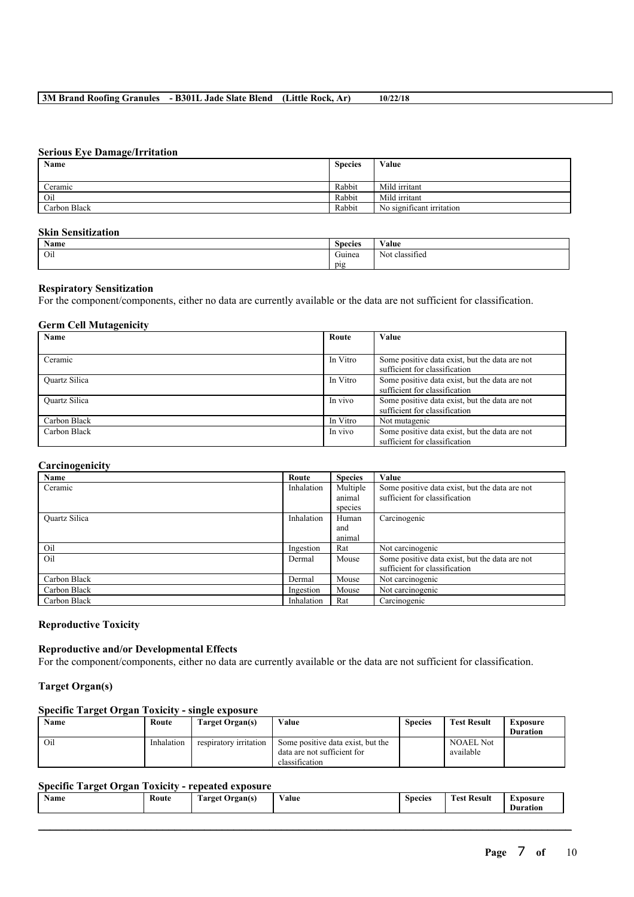### Serious Eye Damage/Irritation

| Name | Species | Value |
| --- | --- | --- |
| Ceramic | Rabbit | Mild irritant |
| Oil | Rabbit | Mild irritant |
| Carbon Black | Rabbit | No significant irritation |

### Skin Sensitization

| Name | Species | Value |
| --- | --- | --- |
| Oil | Guinea pig | Not classified |

### Respiratory Sensitization

For the component/components, either no data are currently available or the data are not sufficient for classification.

### Germ Cell Mutagenicity

| Name | Route | Value |
| --- | --- | --- |
| Ceramic | In Vitro | Some positive data exist, but the data are not sufficient for classification |
| Quartz Silica | In Vitro | Some positive data exist, but the data are not sufficient for classification |
| Quartz Silica | In vivo | Some positive data exist, but the data are not sufficient for classification |
| Carbon Black | In Vitro | Not mutagenic |
| Carbon Black | In vivo | Some positive data exist, but the data are not sufficient for classification |

### Carcinogenicity

| Name | Route | Species | Value |
| --- | --- | --- | --- |
| Ceramic | Inhalation | Multiple animal species | Some positive data exist, but the data are not sufficient for classification |
| Quartz Silica | Inhalation | Human and animal | Carcinogenic |
| Oil | Ingestion | Rat | Not carcinogenic |
| Oil | Dermal | Mouse | Some positive data exist, but the data are not sufficient for classification |
| Carbon Black | Dermal | Mouse | Not carcinogenic |
| Carbon Black | Ingestion | Mouse | Not carcinogenic |
| Carbon Black | Inhalation | Rat | Carcinogenic |

### Reproductive Toxicity

### Reproductive and/or Developmental Effects

For the component/components, either no data are currently available or the data are not sufficient for classification.

### Target Organ(s)

### Specific Target Organ Toxicity - single exposure

| Name | Route | Target Organ(s) | Value | Species | Test Result | Exposure Duration |
| --- | --- | --- | --- | --- | --- | --- |
| Oil | Inhalation | respiratory irritation | Some positive data exist, but the data are not sufficient for classification | | NOAEL Not available | |

### Specific Target Organ Toxicity - repeated exposure

| Name | Route | Target Organ(s) | Value | Species | Test Result | Exposure Duration |
| --- | --- | --- | --- | --- | --- | --- |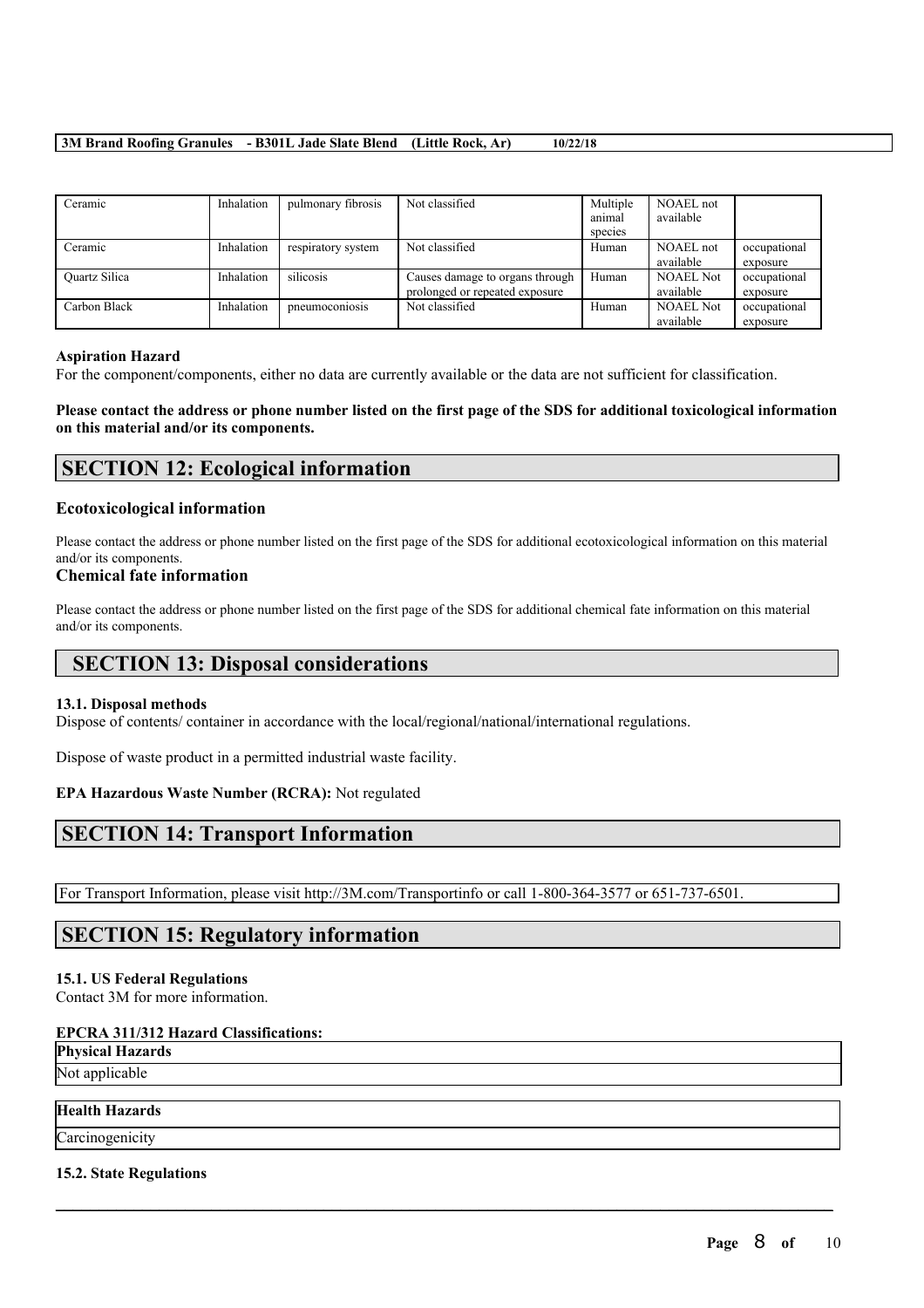| Ceramic | Inhalation | pulmonary fibrosis | Not classified | Multiple animal species | NOAEL not available | |
|---|---|---|---|---|---|---|
| Ceramic | Inhalation | respiratory system | Not classified | Human | NOAEL not available | occupational exposure |
| Quartz Silica | Inhalation | silicosis | Causes damage to organs through prolonged or repeated exposure | Human | NOAEL Not available | occupational exposure |
| Carbon Black | Inhalation | pneumoconiosis | Not classified | Human | NOAEL Not available | occupational exposure |

**Aspiration Hazard**

For the component/components, either no data are currently available or the data are not sufficient for classification.

**Please contact the address or phone number listed on the first page of the SDS for additional toxicological information on this material and/or its components.**

## SECTION 12: Ecological information

### Ecotoxicological information

Please contact the address or phone number listed on the first page of the SDS for additional ecotoxicological information on this material and/or its components.

### Chemical fate information

Please contact the address or phone number listed on the first page of the SDS for additional chemical fate information on this material and/or its components.

## SECTION 13: Disposal considerations

**13.1. Disposal methods**

Dispose of contents/ container in accordance with the local/regional/national/international regulations.

Dispose of waste product in a permitted industrial waste facility.

**EPA Hazardous Waste Number (RCRA):** Not regulated

## SECTION 14: Transport Information

For Transport Information, please visit http://3M.com/Transportinfo or call 1-800-364-3577 or 651-737-6501.

## SECTION 15: Regulatory information

**15.1. US Federal Regulations**

Contact 3M for more information.

**EPCRA 311/312 Hazard Classifications:**

| Physical Hazards |
|---|
| Not applicable |

| Health Hazards |
|---|
| Carcinogenicity |

**15.2. State Regulations**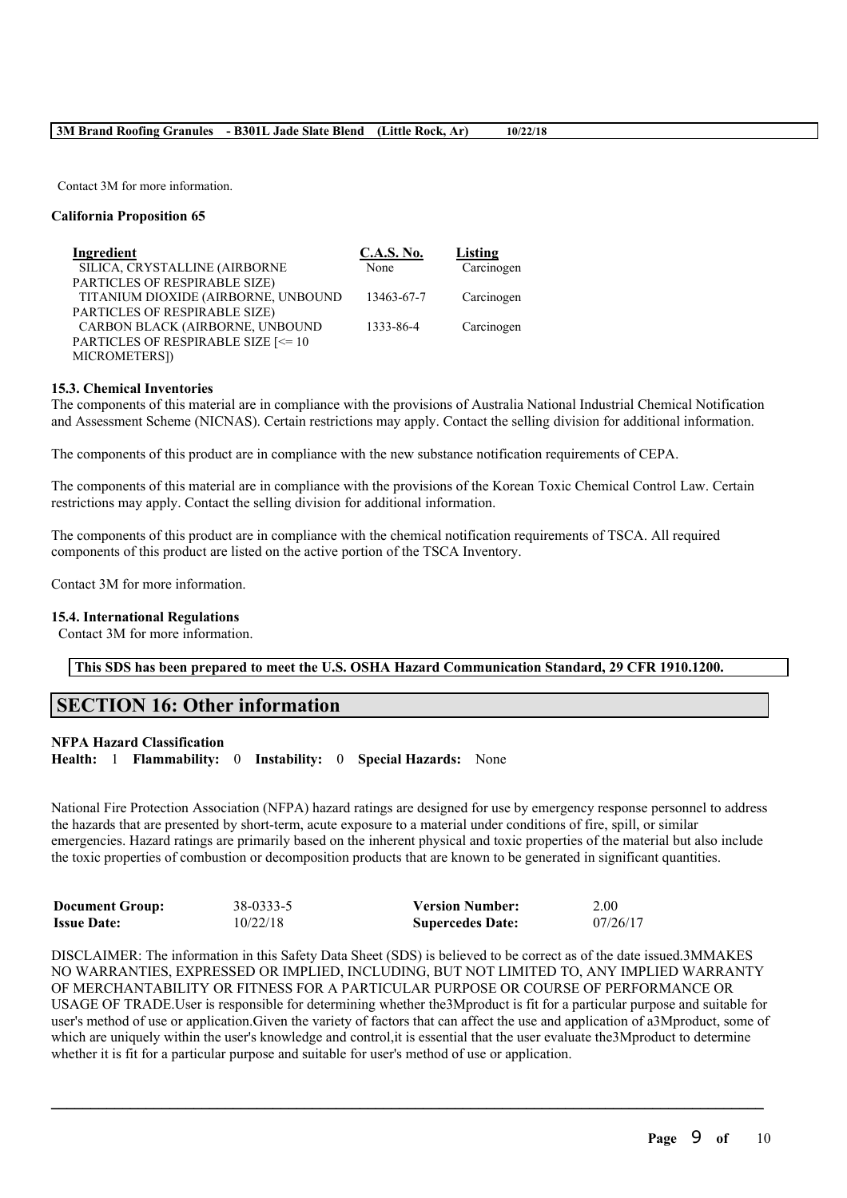Contact 3M for more information.

**California Proposition 65**

| Ingredient | C.A.S. No. | Listing |
| --- | --- | --- |
| SILICA, CRYSTALLINE (AIRBORNE PARTICLES OF RESPIRABLE SIZE) | None | Carcinogen |
| TITANIUM DIOXIDE (AIRBORNE, UNBOUND PARTICLES OF RESPIRABLE SIZE) | 13463-67-7 | Carcinogen |
| CARBON BLACK (AIRBORNE, UNBOUND PARTICLES OF RESPIRABLE SIZE [<= 10 MICROMETERS]) | 1333-86-4 | Carcinogen |

**15.3. Chemical Inventories**

The components of this material are in compliance with the provisions of Australia National Industrial Chemical Notification and Assessment Scheme (NICNAS). Certain restrictions may apply. Contact the selling division for additional information.

The components of this product are in compliance with the new substance notification requirements of CEPA.

The components of this material are in compliance with the provisions of the Korean Toxic Chemical Control Law. Certain restrictions may apply. Contact the selling division for additional information.

The components of this product are in compliance with the chemical notification requirements of TSCA. All required components of this product are listed on the active portion of the TSCA Inventory.

Contact 3M for more information.

**15.4. International Regulations**

Contact 3M for more information.

**This SDS has been prepared to meet the U.S. OSHA Hazard Communication Standard, 29 CFR 1910.1200.**

## SECTION 16: Other information

**NFPA Hazard Classification**

**Health:** 1 **Flammability:** 0 **Instability:** 0 **Special Hazards:** None

National Fire Protection Association (NFPA) hazard ratings are designed for use by emergency response personnel to address the hazards that are presented by short-term, acute exposure to a material under conditions of fire, spill, or similar emergencies. Hazard ratings are primarily based on the inherent physical and toxic properties of the material but also include the toxic properties of combustion or decomposition products that are known to be generated in significant quantities.

| **Document Group:** | 38-0333-5 | **Version Number:** | 2.00 |
| --- | --- | --- | --- |
| **Issue Date:** | 10/22/18 | **Supercedes Date:** | 07/26/17 |

DISCLAIMER: The information in this Safety Data Sheet (SDS) is believed to be correct as of the date issued.3MMAKES NO WARRANTIES, EXPRESSED OR IMPLIED, INCLUDING, BUT NOT LIMITED TO, ANY IMPLIED WARRANTY OF MERCHANTABILITY OR FITNESS FOR A PARTICULAR PURPOSE OR COURSE OF PERFORMANCE OR USAGE OF TRADE.User is responsible for determining whether the3Mproduct is fit for a particular purpose and suitable for user's method of use or application.Given the variety of factors that can affect the use and application of a3Mproduct, some of which are uniquely within the user's knowledge and control,it is essential that the user evaluate the3Mproduct to determine whether it is fit for a particular purpose and suitable for user's method of use or application.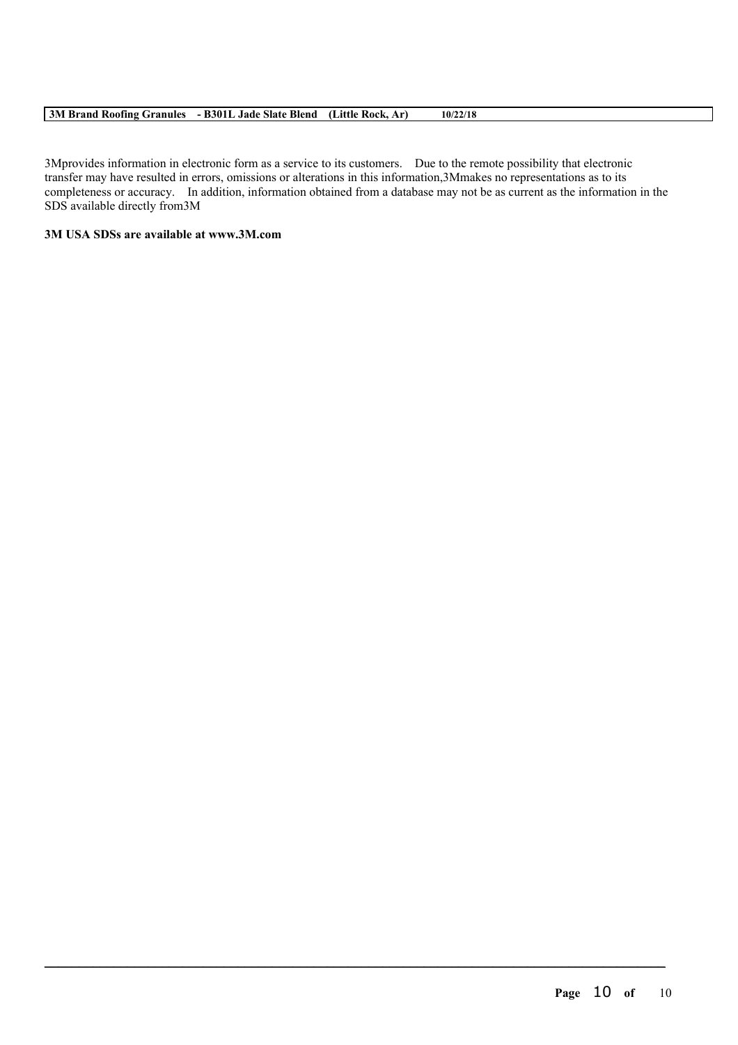3Mprovides information in electronic form as a service to its customers. Due to the remote possibility that electronic transfer may have resulted in errors, omissions or alterations in this information,3Mmakes no representations as to its completeness or accuracy. In addition, information obtained from a database may not be as current as the information in the SDS available directly from3M

**3M USA SDSs are available at www.3M.com**